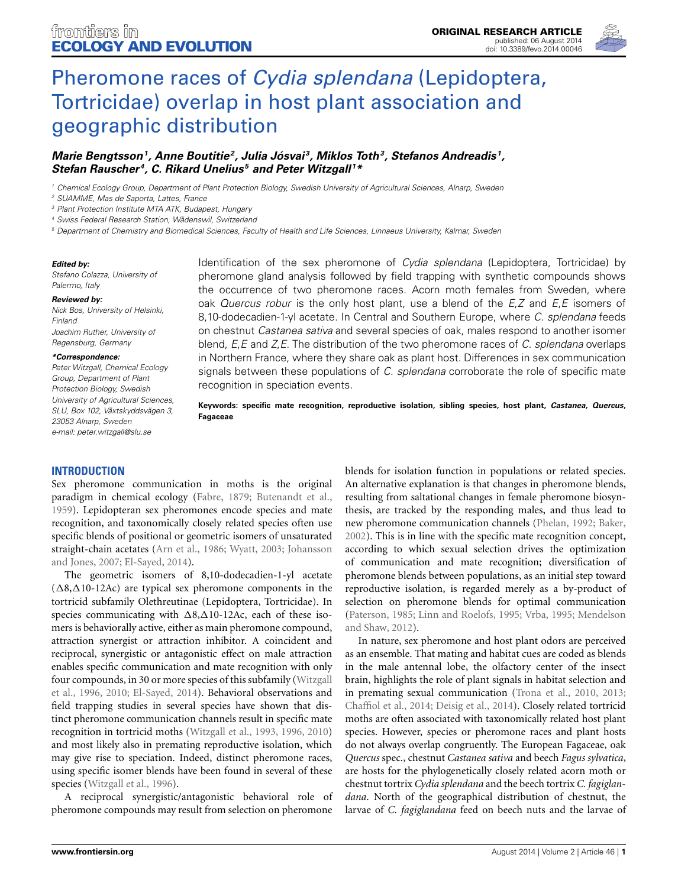# Pheromone races of *Cydia splendana* (Lepidoptera, Tortricidae) overlap in host plant association and geographic distribution

***Marie Bengtsson[1], Anne Boutitie[2], Julia Jósvai[3], Miklos Toth[3], Stefanos Andreadis[1], Stefan Rauscher[4], C. Rikard Unelius[5] and Peter Witzgall[1]****

[1] Chemical Ecology Group, Department of Plant Protection Biology, Swedish University of Agricultural Sciences, Alnarp, Sweden

[2] SUAMME, Mas de Saporta, Lattes, France

[3] Plant Protection Institute MTA ATK, Budapest, Hungary

[4] Swiss Federal Research Station, Wädenswil, Switzerland

[5] Department of Chemistry and Biomedical Sciences, Faculty of Health and Life Sciences, Linnaeus University, Kalmar, Sweden

***Edited by:***
*Stefano Colazza, University of Palermo, Italy*

***Reviewed by:***
*Nick Bos, University of Helsinki, Finland*
*Joachim Ruther, University of Regensburg, Germany*

***\*Correspondence:***
*Peter Witzgall, Chemical Ecology Group, Department of Plant Protection Biology, Swedish University of Agricultural Sciences, SLU, Box 102, Växtskyddsvägen 3, 23053 Alnarp, Sweden*
*e-mail: peter.witzgall@slu.se*

Identification of the sex pheromone of *Cydia splendana* (Lepidoptera, Tortricidae) by pheromone gland analysis followed by field trapping with synthetic compounds shows the occurrence of two pheromone races. Acorn moth females from Sweden, where oak *Quercus robur* is the only host plant, use a blend of the *E,Z* and *E,E* isomers of 8,10-dodecadien-1-yl acetate. In Central and Southern Europe, where *C. splendana* feeds on chestnut *Castanea sativa* and several species of oak, males respond to another isomer blend, *E,E* and *Z,E*. The distribution of the two pheromone races of *C. splendana* overlaps in Northern France, where they share oak as plant host. Differences in sex communication signals between these populations of *C. splendana* corroborate the role of specific mate recognition in speciation events.

**Keywords: specific mate recognition, reproductive isolation, sibling species, host plant, *Castanea*, *Quercus*, Fagaceae**

## INTRODUCTION

Sex pheromone communication in moths is the original paradigm in chemical ecology (Fabre, 1879; Butenandt et al., 1959). Lepidopteran sex pheromones encode species and mate recognition, and taxonomically closely related species often use specific blends of positional or geometric isomers of unsaturated straight-chain acetates (Arn et al., 1986; Wyatt, 2003; Johansson and Jones, 2007; El-Sayed, 2014).

The geometric isomers of 8,10-dodecadien-1-yl acetate ($\Delta$8,$\Delta$10-12Ac) are typical sex pheromone components in the tortricid subfamily Olethreutinae (Lepidoptera, Tortricidae). In species communicating with $\Delta$8,$\Delta$10-12Ac, each of these isomers is behaviorally active, either as main pheromone compound, attraction synergist or attraction inhibitor. A coincident and reciprocal, synergistic or antagonistic effect on male attraction enables specific communication and mate recognition with only four compounds, in 30 or more species of this subfamily (Witzgall et al., 1996, 2010; El-Sayed, 2014). Behavioral observations and field trapping studies in several species have shown that distinct pheromone communication channels result in specific mate recognition in tortricid moths (Witzgall et al., 1993, 1996, 2010) and most likely also in premating reproductive isolation, which may give rise to speciation. Indeed, distinct pheromone races, using specific isomer blends have been found in several of these species (Witzgall et al., 1996).

A reciprocal synergistic/antagonistic behavioral role of pheromone compounds may result from selection on pheromone blends for isolation function in populations or related species. An alternative explanation is that changes in pheromone blends, resulting from saltational changes in female pheromone biosynthesis, are tracked by the responding males, and thus lead to new pheromone communication channels (Phelan, 1992; Baker, 2002). This is in line with the specific mate recognition concept, according to which sexual selection drives the optimization of communication and mate recognition; diversification of pheromone blends between populations, as an initial step toward reproductive isolation, is regarded merely as a by-product of selection on pheromone blends for optimal communication (Paterson, 1985; Linn and Roelofs, 1995; Vrba, 1995; Mendelson and Shaw, 2012).

In nature, sex pheromone and host plant odors are perceived as an ensemble. That mating and habitat cues are coded as blends in the male antennal lobe, the olfactory center of the insect brain, highlights the role of plant signals in habitat selection and in premating sexual communication (Trona et al., 2010, 2013; Chaffiol et al., 2014; Deisig et al., 2014). Closely related tortricid moths are often associated with taxonomically related host plant species. However, species or pheromone races and plant hosts do not always overlap congruently. The European Fagaceae, oak *Quercus* spec., chestnut *Castanea sativa* and beech *Fagus sylvatica*, are hosts for the phylogenetically closely related acorn moth or chestnut tortrix *Cydia splendana* and the beech tortrix *C. fagiglandana*. North of the geographical distribution of chestnut, the larvae of *C. fagiglandana* feed on beech nuts and the larvae of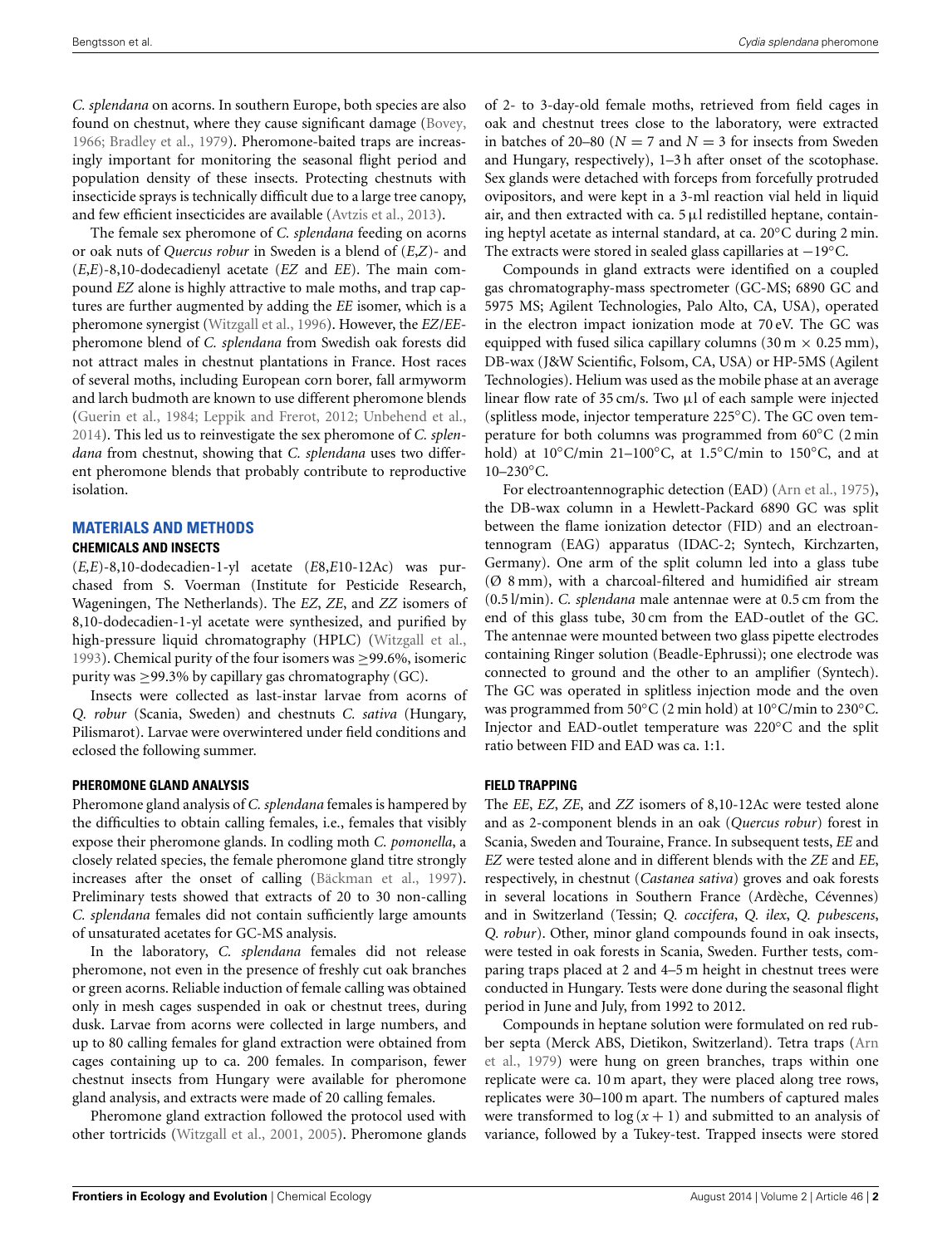*C. splendana* on acorns. In southern Europe, both species are also found on chestnut, where they cause significant damage (Bovey, 1966; Bradley et al., 1979). Pheromone-baited traps are increasingly important for monitoring the seasonal flight period and population density of these insects. Protecting chestnuts with insecticide sprays is technically difficult due to a large tree canopy, and few efficient insecticides are available (Avtzis et al., 2013).

The female sex pheromone of *C. splendana* feeding on acorns or oak nuts of *Quercus robur* in Sweden is a blend of (*E*,*Z*)- and (*E*,*E*)-8,10-dodecadienyl acetate (*EZ* and *EE*). The main compound *EZ* alone is highly attractive to male moths, and trap captures are further augmented by adding the *EE* isomer, which is a pheromone synergist (Witzgall et al., 1996). However, the *EZ*/*EE*-pheromone blend of *C. splendana* from Swedish oak forests did not attract males in chestnut plantations in France. Host races of several moths, including European corn borer, fall armyworm and larch budmoth are known to use different pheromone blends (Guerin et al., 1984; Leppik and Frerot, 2012; Unbehend et al., 2014). This led us to reinvestigate the sex pheromone of *C. splendana* from chestnut, showing that *C. splendana* uses two different pheromone blends that probably contribute to reproductive isolation.

## MATERIALS AND METHODS

### CHEMICALS AND INSECTS

(*E,E*)-8,10-dodecadien-1-yl acetate (*E*8,*E*10-12Ac) was purchased from S. Voerman (Institute for Pesticide Research, Wageningen, The Netherlands). The *EZ*, *ZE*, and *ZZ* isomers of 8,10-dodecadien-1-yl acetate were synthesized, and purified by high-pressure liquid chromatography (HPLC) (Witzgall et al., 1993). Chemical purity of the four isomers was ≥99.6%, isomeric purity was ≥99.3% by capillary gas chromatography (GC).

Insects were collected as last-instar larvae from acorns of *Q. robur* (Scania, Sweden) and chestnuts *C. sativa* (Hungary, Pilismarot). Larvae were overwintered under field conditions and eclosed the following summer.

### PHEROMONE GLAND ANALYSIS

Pheromone gland analysis of *C. splendana* females is hampered by the difficulties to obtain calling females, i.e., females that visibly expose their pheromone glands. In codling moth *C. pomonella*, a closely related species, the female pheromone gland titre strongly increases after the onset of calling (Bäckman et al., 1997). Preliminary tests showed that extracts of 20 to 30 non-calling *C. splendana* females did not contain sufficiently large amounts of unsaturated acetates for GC-MS analysis.

In the laboratory, *C. splendana* females did not release pheromone, not even in the presence of freshly cut oak branches or green acorns. Reliable induction of female calling was obtained only in mesh cages suspended in oak or chestnut trees, during dusk. Larvae from acorns were collected in large numbers, and up to 80 calling females for gland extraction were obtained from cages containing up to ca. 200 females. In comparison, fewer chestnut insects from Hungary were available for pheromone gland analysis, and extracts were made of 20 calling females.

Pheromone gland extraction followed the protocol used with other tortricids (Witzgall et al., 2001, 2005). Pheromone glands of 2- to 3-day-old female moths, retrieved from field cages in oak and chestnut trees close to the laboratory, were extracted in batches of 20–80 ($N = 7$ and $N = 3$ for insects from Sweden and Hungary, respectively), 1–3 h after onset of the scotophase. Sex glands were detached with forceps from forcefully protruded ovipositors, and were kept in a 3-ml reaction vial held in liquid air, and then extracted with ca. 5 µl redistilled heptane, containing heptyl acetate as internal standard, at ca. 20°C during 2 min. The extracts were stored in sealed glass capillaries at −19°C.

Compounds in gland extracts were identified on a coupled gas chromatography-mass spectrometer (GC-MS; 6890 GC and 5975 MS; Agilent Technologies, Palo Alto, CA, USA), operated in the electron impact ionization mode at 70 eV. The GC was equipped with fused silica capillary columns (30 m × 0.25 mm), DB-wax (J&W Scientific, Folsom, CA, USA) or HP-5MS (Agilent Technologies). Helium was used as the mobile phase at an average linear flow rate of 35 cm/s. Two µl of each sample were injected (splitless mode, injector temperature 225°C). The GC oven temperature for both columns was programmed from 60°C (2 min hold) at 10°C/min 21–100°C, at 1.5°C/min to 150°C, and at 10–230°C.

For electroantennographic detection (EAD) (Arn et al., 1975), the DB-wax column in a Hewlett-Packard 6890 GC was split between the flame ionization detector (FID) and an electroantennogram (EAG) apparatus (IDAC-2; Syntech, Kirchzarten, Germany). One arm of the split column led into a glass tube (Ø 8 mm), with a charcoal-filtered and humidified air stream (0.5 l/min). *C. splendana* male antennae were at 0.5 cm from the end of this glass tube, 30 cm from the EAD-outlet of the GC. The antennae were mounted between two glass pipette electrodes containing Ringer solution (Beadle-Ephrussi); one electrode was connected to ground and the other to an amplifier (Syntech). The GC was operated in splitless injection mode and the oven was programmed from 50°C (2 min hold) at 10°C/min to 230°C. Injector and EAD-outlet temperature was 220°C and the split ratio between FID and EAD was ca. 1:1.

### FIELD TRAPPING

The *EE*, *EZ*, *ZE*, and *ZZ* isomers of 8,10-12Ac were tested alone and as 2-component blends in an oak (*Quercus robur*) forest in Scania, Sweden and Touraine, France. In subsequent tests, *EE* and *EZ* were tested alone and in different blends with the *ZE* and *EE*, respectively, in chestnut (*Castanea sativa*) groves and oak forests in several locations in Southern France (Ardèche, Cévennes) and in Switzerland (Tessin; *Q. coccifera*, *Q. ilex*, *Q. pubescens*, *Q. robur*). Other, minor gland compounds found in oak insects, were tested in oak forests in Scania, Sweden. Further tests, comparing traps placed at 2 and 4–5 m height in chestnut trees were conducted in Hungary. Tests were done during the seasonal flight period in June and July, from 1992 to 2012.

Compounds in heptane solution were formulated on red rubber septa (Merck ABS, Dietikon, Switzerland). Tetra traps (Arn et al., 1979) were hung on green branches, traps within one replicate were ca. 10 m apart, they were placed along tree rows, replicates were 30–100 m apart. The numbers of captured males were transformed to $\log(x + 1)$ and submitted to an analysis of variance, followed by a Tukey-test. Trapped insects were stored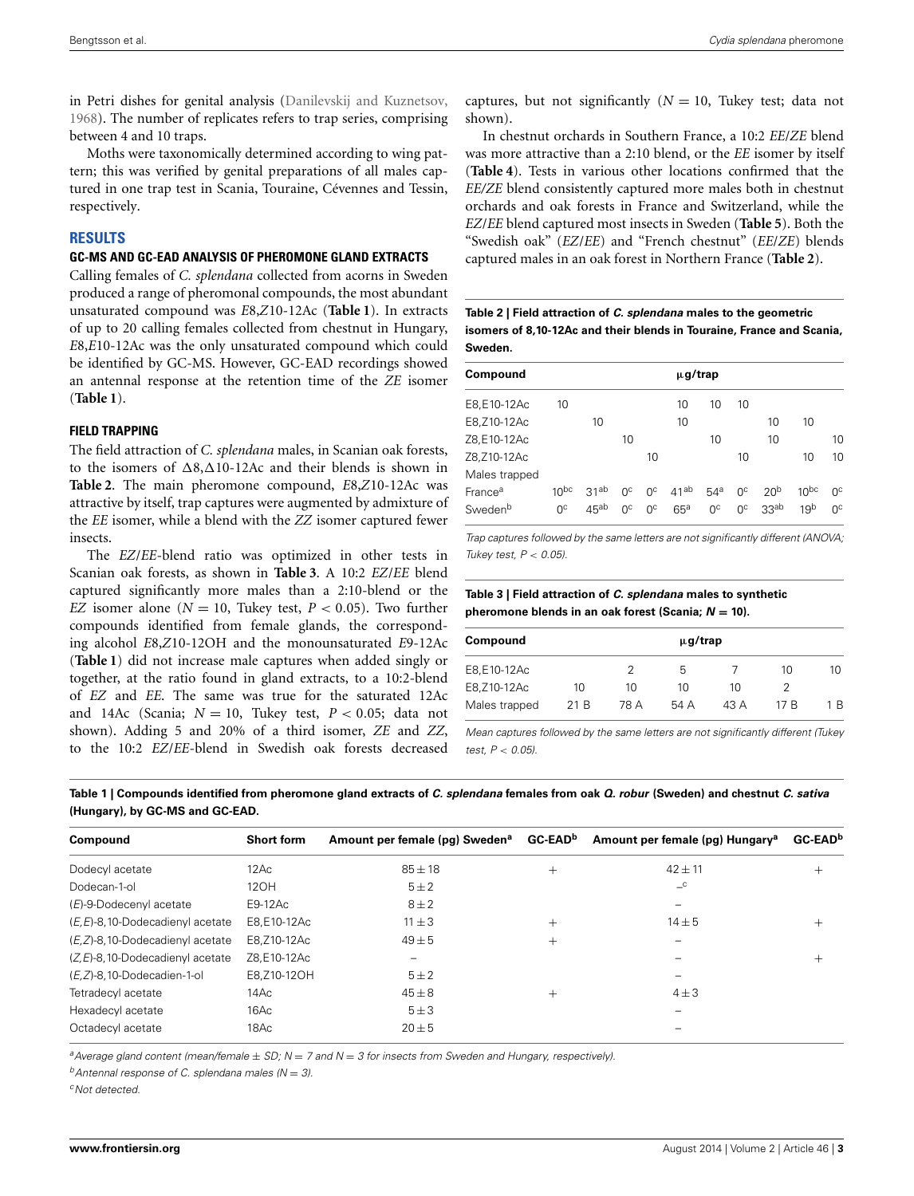in Petri dishes for genital analysis (Danilevskij and Kuznetsov, 1968). The number of replicates refers to trap series, comprising between 4 and 10 traps.

Moths were taxonomically determined according to wing pattern; this was verified by genital preparations of all males captured in one trap test in Scania, Touraine, Cévennes and Tessin, respectively.

## RESULTS

### GC-MS AND GC-EAD ANALYSIS OF PHEROMONE GLAND EXTRACTS

Calling females of *C. splendana* collected from acorns in Sweden produced a range of pheromonal compounds, the most abundant unsaturated compound was *E*8,*Z*10-12Ac (**Table 1**). In extracts of up to 20 calling females collected from chestnut in Hungary, *E*8,*E*10-12Ac was the only unsaturated compound which could be identified by GC-MS. However, GC-EAD recordings showed an antennal response at the retention time of the *ZE* isomer (**Table 1**).

### FIELD TRAPPING

The field attraction of *C. splendana* males, in Scanian oak forests, to the isomers of Δ8,Δ10-12Ac and their blends is shown in **Table 2**. The main pheromone compound, *E*8,*Z*10-12Ac was attractive by itself, trap captures were augmented by admixture of the *EE* isomer, while a blend with the *ZZ* isomer captured fewer insects.

The *EZ*/*EE*-blend ratio was optimized in other tests in Scanian oak forests, as shown in **Table 3**. A 10:2 *EZ*/*EE* blend captured significantly more males than a 2:10-blend or the *EZ* isomer alone ($N = 10$, Tukey test, $P < 0.05$). Two further compounds identified from female glands, the corresponding alcohol *E*8,*Z*10-12OH and the monounsaturated *E*9-12Ac (**Table 1**) did not increase male captures when added singly or together, at the ratio found in gland extracts, to a 10:2-blend of *EZ* and *EE*. The same was true for the saturated 12Ac and 14Ac (Scania; $N = 10$, Tukey test, $P < 0.05$; data not shown). Adding 5 and 20% of a third isomer, *ZE* and *ZZ*, to the 10:2 *EZ*/*EE*-blend in Swedish oak forests decreased captures, but not significantly ($N = 10$, Tukey test; data not shown).

In chestnut orchards in Southern France, a 10:2 *EE*/*ZE* blend was more attractive than a 2:10 blend, or the *EE* isomer by itself (**Table 4**). Tests in various other locations confirmed that the *EE*/*ZE* blend consistently captured more males both in chestnut orchards and oak forests in France and Switzerland, while the *EZ*/*EE* blend captured most insects in Sweden (**Table 5**). Both the "Swedish oak" (*EZ*/*EE*) and "French chestnut" (*EE*/*ZE*) blends captured males in an oak forest in Northern France (**Table 2**).

**Table 2 | Field attraction of *C. splendana* males to the geometric isomers of 8,10-12Ac and their blends in Touraine, France and Scania, Sweden.**

| Compound | μg/trap | | | | | | | | | |
|---|---|---|---|---|---|---|---|---|---|---|
| E8,E10-12Ac | 10 | | | | 10 | 10 | 10 | | | |
| E8,Z10-12Ac | | 10 | | | 10 | | | 10 | 10 | |
| Z8,E10-12Ac | | | 10 | | | 10 | | 10 | | 10 |
| Z8,Z10-12Ac | | | | 10 | | | 10 | | 10 | 10 |
| Males trapped | | | | | | | | | | |
| France[a] | $10^{bc}$ | $31^{ab}$ | $0^{c}$ | $0^{c}$ | $41^{ab}$ | $54^{a}$ | $0^{c}$ | $20^{b}$ | $10^{bc}$ | $0^{c}$ |
| Sweden[b] | $0^{c}$ | $45^{ab}$ | $0^{c}$ | $0^{c}$ | $65^{a}$ | $0^{c}$ | $0^{c}$ | $33^{ab}$ | $19^{b}$ | $0^{c}$ |

*Trap captures followed by the same letters are not significantly different (ANOVA; Tukey test, $P < 0.05$).*

**Table 3 | Field attraction of *C. splendana* males to synthetic pheromone blends in an oak forest (Scania; $N = 10$).**

| Compound | μg/trap | | | | | |
|---|---|---|---|---|---|---|
| E8,E10-12Ac | | 2 | 5 | 7 | 10 | 10 |
| E8,Z10-12Ac | 10 | 10 | 10 | 10 | 2 | |
| Males trapped | 21 B | 78 A | 54 A | 43 A | 17 B | 1 B |

*Mean captures followed by the same letters are not significantly different (Tukey test, $P < 0.05$).*

**Table 1 | Compounds identified from pheromone gland extracts of *C. splendana* females from oak *Q. robur* (Sweden) and chestnut *C. sativa* (Hungary), by GC-MS and GC-EAD.**

| Compound | Short form | Amount per female (pg) Sweden[a] | GC-EAD[b] | Amount per female (pg) Hungary[a] | GC-EAD[b] |
|---|---|---|---|---|---|
| Dodecyl acetate | 12Ac | 85 ± 18 | + | 42 ± 11 | + |
| Dodecan-1-ol | 12OH | 5 ± 2 | | –[c] | |
| (*E*)-9-Dodecenyl acetate | E9-12Ac | 8 ± 2 | | – | |
| (*E*,*E*)-8,10-Dodecadienyl acetate | E8,E10-12Ac | 11 ± 3 | + | 14 ± 5 | + |
| (*E*,*Z*)-8,10-Dodecadienyl acetate | E8,Z10-12Ac | 49 ± 5 | + | – | |
| (*Z*,*E*)-8,10-Dodecadienyl acetate | Z8,E10-12Ac | – | | – | + |
| (*E*,*Z*)-8,10-Dodecadien-1-ol | E8,Z10-12OH | 5 ± 2 | | – | |
| Tetradecyl acetate | 14Ac | 45 ± 8 | + | 4 ± 3 | |
| Hexadecyl acetate | 16Ac | 5 ± 3 | | – | |
| Octadecyl acetate | 18Ac | 20 ± 5 | | – | |

[a]*Average gland content (mean/female ± SD; $N = 7$ and $N = 3$ for insects from Sweden and Hungary, respectively).*

[b]*Antennal response of C. splendana males ($N = 3$).*

[c]*Not detected.*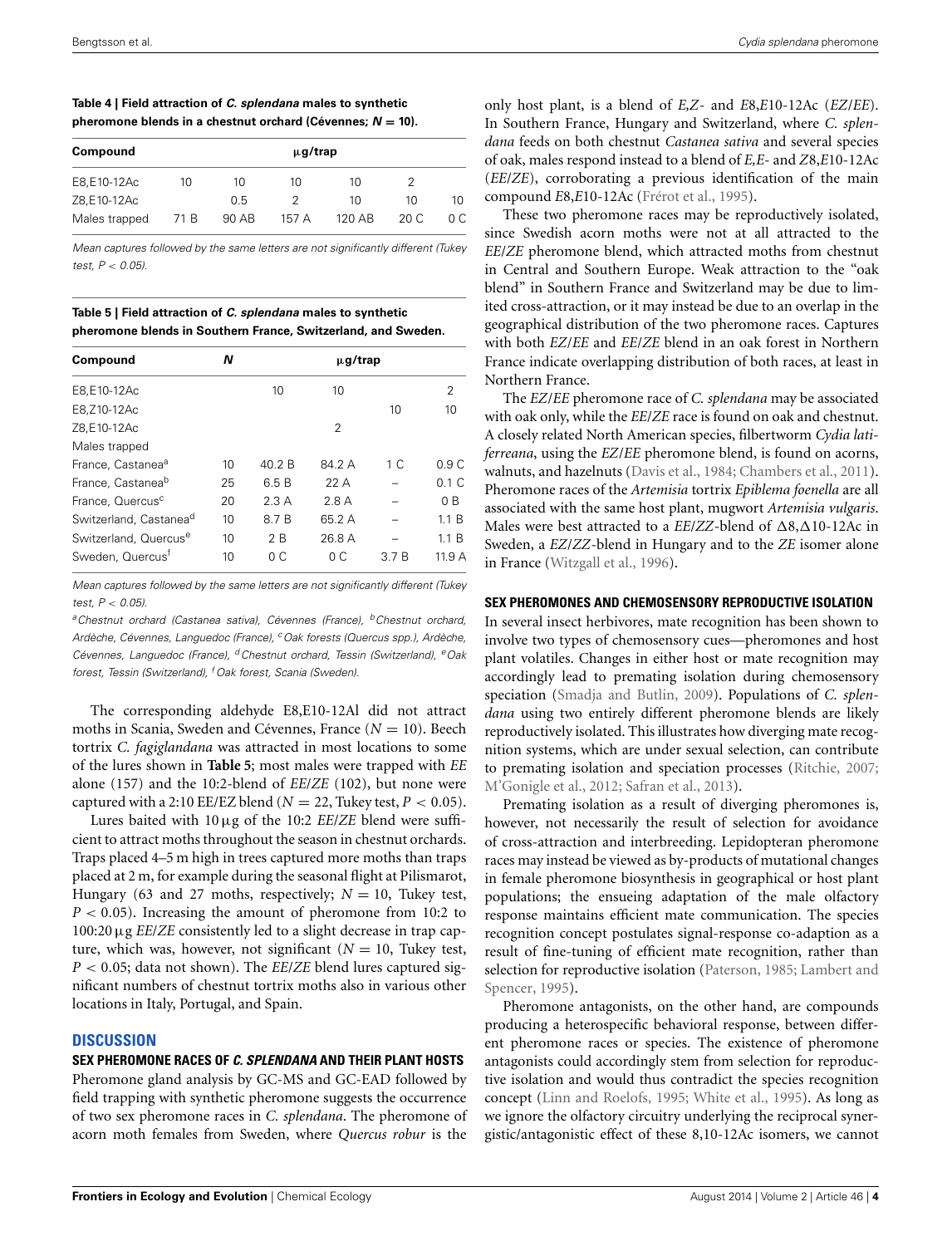**Table 4 | Field attraction of *C. splendana* males to synthetic pheromone blends in a chestnut orchard (Cévennes; $N = 10$).**

| Compound | µg/trap | | | | | |
|---|---|---|---|---|---|---|
| E8,E10-12Ac | 10 | 10 | 10 | 10 | 2 | |
| Z8,E10-12Ac | | 0.5 | 2 | 10 | 10 | 10 |
| Males trapped | 71 B | 90 AB | 157 A | 120 AB | 20 C | 0 C |

*Mean captures followed by the same letters are not significantly different (Tukey test, $P < 0.05$).*

**Table 5 | Field attraction of *C. splendana* males to synthetic pheromone blends in Southern France, Switzerland, and Sweden.**

| Compound | N | µg/trap | | | |
|---|---|---|---|---|---|
| E8,E10-12Ac | | 10 | 10 | | 2 |
| E8,Z10-12Ac | | | | 10 | 10 |
| Z8,E10-12Ac | | | 2 | | |
| Males trapped | | | | | |
| France, Castanea[a] | 10 | 40.2 B | 84.2 A | 1 C | 0.9 C |
| France, Castanea[b] | 25 | 6.5 B | 22 A | – | 0.1 C |
| France, Quercus[c] | 20 | 2.3 A | 2.8 A | – | 0 B |
| Switzerland, Castanea[d] | 10 | 8.7 B | 65.2 A | – | 1.1 B |
| Switzerland, Quercus[e] | 10 | 2 B | 26.8 A | – | 1.1 B |
| Sweden, Quercus[f] | 10 | 0 C | 0 C | 3.7 B | 11.9 A |

*Mean captures followed by the same letters are not significantly different (Tukey test, $P < 0.05$).*

*[a]Chestnut orchard (Castanea sativa), Cévennes (France), [b]Chestnut orchard, Ardèche, Cévennes, Languedoc (France), [c]Oak forests (Quercus spp.), Ardèche, Cévennes, Languedoc (France), [d]Chestnut orchard, Tessin (Switzerland), [e]Oak forest, Tessin (Switzerland), [f]Oak forest, Scania (Sweden).*

The corresponding aldehyde E8,E10-12Al did not attract moths in Scania, Sweden and Cévennes, France ($N = 10$). Beech tortrix *C. fagiglandana* was attracted in most locations to some of the lures shown in **Table 5**; most males were trapped with *EE* alone (157) and the 10:2-blend of *EE/ZE* (102), but none were captured with a 2:10 EE/EZ blend ($N = 22$, Tukey test, $P < 0.05$).

Lures baited with 10 µg of the 10:2 *EE/ZE* blend were sufficient to attract moths throughout the season in chestnut orchards. Traps placed 4–5 m high in trees captured more moths than traps placed at 2 m, for example during the seasonal flight at Pilismarot, Hungary (63 and 27 moths, respectively; $N = 10$, Tukey test, $P < 0.05$). Increasing the amount of pheromone from 10:2 to 100:20 µg *EE/ZE* consistently led to a slight decrease in trap capture, which was, however, not significant ($N = 10$, Tukey test, $P < 0.05$; data not shown). The *EE/ZE* blend lures captured significant numbers of chestnut tortrix moths also in various other locations in Italy, Portugal, and Spain.

## DISCUSSION

### SEX PHEROMONE RACES OF *C. SPLENDANA* AND THEIR PLANT HOSTS

Pheromone gland analysis by GC-MS and GC-EAD followed by field trapping with synthetic pheromone suggests the occurrence of two sex pheromone races in *C. splendana*. The pheromone of acorn moth females from Sweden, where *Quercus robur* is the only host plant, is a blend of *E,Z*- and *E*8,*E*10-12Ac (*EZ/EE*). In Southern France, Hungary and Switzerland, where *C. splendana* feeds on both chestnut *Castanea sativa* and several species of oak, males respond instead to a blend of *E,E*- and *Z*8,*E*10-12Ac (*EE/ZE*), corroborating a previous identification of the main compound *E*8,*E*10-12Ac (Frérot et al., 1995).

These two pheromone races may be reproductively isolated, since Swedish acorn moths were not at all attracted to the *EE/ZE* pheromone blend, which attracted moths from chestnut in Central and Southern Europe. Weak attraction to the "oak blend" in Southern France and Switzerland may be due to limited cross-attraction, or it may instead be due to an overlap in the geographical distribution of the two pheromone races. Captures with both *EZ/EE* and *EE/ZE* blend in an oak forest in Northern France indicate overlapping distribution of both races, at least in Northern France.

The *EZ/EE* pheromone race of *C. splendana* may be associated with oak only, while the *EE/ZE* race is found on oak and chestnut. A closely related North American species, filbertworm *Cydia latiferreana*, using the *EZ/EE* pheromone blend, is found on acorns, walnuts, and hazelnuts (Davis et al., 1984; Chambers et al., 2011). Pheromone races of the *Artemisia* tortrix *Epiblema foenella* are all associated with the same host plant, mugwort *Artemisia vulgaris*. Males were best attracted to a *EE/ZZ*-blend of $\Delta$8,$\Delta$10-12Ac in Sweden, a *EZ/ZZ*-blend in Hungary and to the *ZE* isomer alone in France (Witzgall et al., 1996).

### SEX PHEROMONES AND CHEMOSENSORY REPRODUCTIVE ISOLATION

In several insect herbivores, mate recognition has been shown to involve two types of chemosensory cues—pheromones and host plant volatiles. Changes in either host or mate recognition may accordingly lead to premating isolation during chemosensory speciation (Smadja and Butlin, 2009). Populations of *C. splendana* using two entirely different pheromone blends are likely reproductively isolated. This illustrates how diverging mate recognition systems, which are under sexual selection, can contribute to premating isolation and speciation processes (Ritchie, 2007; M'Gonigle et al., 2012; Safran et al., 2013).

Premating isolation as a result of diverging pheromones is, however, not necessarily the result of selection for avoidance of cross-attraction and interbreeding. Lepidopteran pheromone races may instead be viewed as by-products of mutational changes in female pheromone biosynthesis in geographical or host plant populations; the ensueing adaptation of the male olfactory response maintains efficient mate communication. The species recognition concept postulates signal-response co-adaption as a result of fine-tuning of efficient mate recognition, rather than selection for reproductive isolation (Paterson, 1985; Lambert and Spencer, 1995).

Pheromone antagonists, on the other hand, are compounds producing a heterospecific behavioral response, between different pheromone races or species. The existence of pheromone antagonists could accordingly stem from selection for reproductive isolation and would thus contradict the species recognition concept (Linn and Roelofs, 1995; White et al., 1995). As long as we ignore the olfactory circuitry underlying the reciprocal synergistic/antagonistic effect of these 8,10-12Ac isomers, we cannot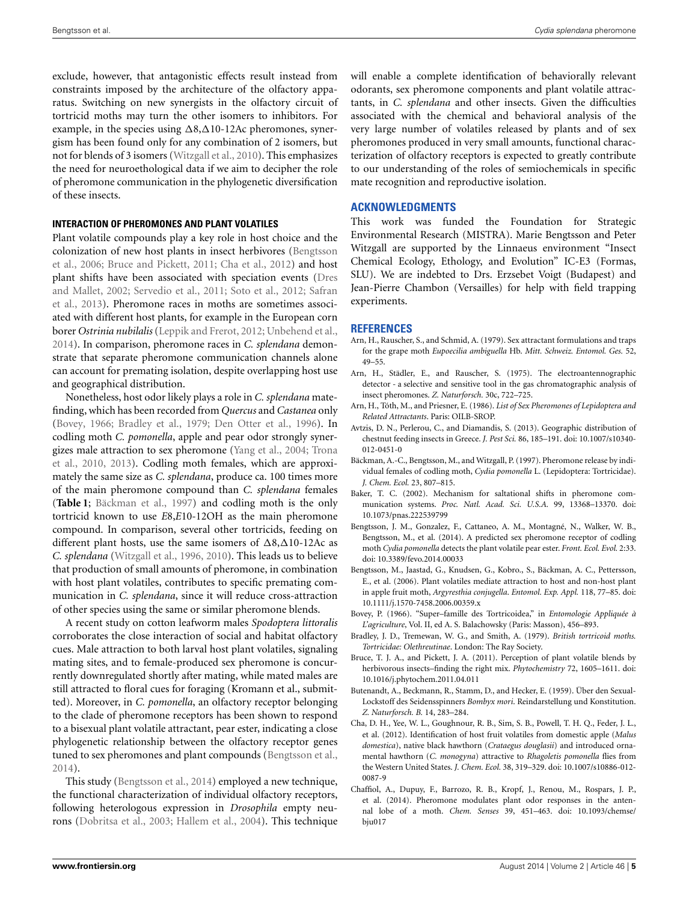exclude, however, that antagonistic effects result instead from constraints imposed by the architecture of the olfactory apparatus. Switching on new synergists in the olfactory circuit of tortricid moths may turn the other isomers to inhibitors. For example, in the species using $\Delta 8,\Delta 10$-12Ac pheromones, synergism has been found only for any combination of 2 isomers, but not for blends of 3 isomers (Witzgall et al., 2010). This emphasizes the need for neuroethological data if we aim to decipher the role of pheromone communication in the phylogenetic diversification of these insects.

#### INTERACTION OF PHEROMONES AND PLANT VOLATILES

Plant volatile compounds play a key role in host choice and the colonization of new host plants in insect herbivores (Bengtsson et al., 2006; Bruce and Pickett, 2011; Cha et al., 2012) and host plant shifts have been associated with speciation events (Dres and Mallet, 2002; Servedio et al., 2011; Soto et al., 2012; Safran et al., 2013). Pheromone races in moths are sometimes associated with different host plants, for example in the European corn borer *Ostrinia nubilalis* (Leppik and Frerot, 2012; Unbehend et al., 2014). In comparison, pheromone races in *C. splendana* demonstrate that separate pheromone communication channels alone can account for premating isolation, despite overlapping host use and geographical distribution.

Nonetheless, host odor likely plays a role in *C. splendana* matefinding, which has been recorded from *Quercus* and *Castanea* only (Bovey, 1966; Bradley et al., 1979; Den Otter et al., 1996). In codling moth *C. pomonella*, apple and pear odor strongly synergizes male attraction to sex pheromone (Yang et al., 2004; Trona et al., 2010, 2013). Codling moth females, which are approximately the same size as *C. splendana*, produce ca. 100 times more of the main pheromone compound than *C. splendana* females (**Table 1**; Bäckman et al., 1997) and codling moth is the only tortricid known to use *E*8,*E*10-12OH as the main pheromone compound. In comparison, several other tortricids, feeding on different plant hosts, use the same isomers of $\Delta 8,\Delta 10$-12Ac as *C. splendana* (Witzgall et al., 1996, 2010). This leads us to believe that production of small amounts of pheromone, in combination with host plant volatiles, contributes to specific premating communication in *C. splendana*, since it will reduce cross-attraction of other species using the same or similar pheromone blends.

A recent study on cotton leafworm males *Spodoptera littoralis* corroborates the close interaction of social and habitat olfactory cues. Male attraction to both larval host plant volatiles, signaling mating sites, and to female-produced sex pheromone is concurrently downregulated shortly after mating, while mated males are still attracted to floral cues for foraging (Kromann et al., submitted). Moreover, in *C. pomonella*, an olfactory receptor belonging to the clade of pheromone receptors has been shown to respond to a bisexual plant volatile attractant, pear ester, indicating a close phylogenetic relationship between the olfactory receptor genes tuned to sex pheromones and plant compounds (Bengtsson et al., 2014).

This study (Bengtsson et al., 2014) employed a new technique, the functional characterization of individual olfactory receptors, following heterologous expression in *Drosophila* empty neurons (Dobritsa et al., 2003; Hallem et al., 2004). This technique will enable a complete identification of behaviorally relevant odorants, sex pheromone components and plant volatile attractants, in *C. splendana* and other insects. Given the difficulties associated with the chemical and behavioral analysis of the very large number of volatiles released by plants and of sex pheromones produced in very small amounts, functional characterization of olfactory receptors is expected to greatly contribute to our understanding of the roles of semiochemicals in specific mate recognition and reproductive isolation.

## ACKNOWLEDGMENTS

This work was funded the Foundation for Strategic Environmental Research (MISTRA). Marie Bengtsson and Peter Witzgall are supported by the Linnaeus environment "Insect Chemical Ecology, Ethology, and Evolution" IC-E3 (Formas, SLU). We are indebted to Drs. Erzsebet Voigt (Budapest) and Jean-Pierre Chambon (Versailles) for help with field trapping experiments.

## REFERENCES

Arn, H., Rauscher, S., and Schmid, A. (1979). Sex attractant formulations and traps for the grape moth *Eupoecilia ambiguella* Hb. *Mitt. Schweiz. Entomol. Ges.* 52, 49–55.

Arn, H., Städler, E., and Rauscher, S. (1975). The electroantennographic detector - a selective and sensitive tool in the gas chromatographic analysis of insect pheromones. *Z. Naturforsch.* 30c, 722–725.

Arn, H., Töth, M., and Priesner, E. (1986). *List of Sex Pheromones of Lepidoptera and Related Attractants*. Paris: OILB-SROP.

Avtzis, D. N., Perlerou, C., and Diamandis, S. (2013). Geographic distribution of chestnut feeding insects in Greece. *J. Pest Sci.* 86, 185–191. doi: 10.1007/s10340-012-0451-0

Bäckman, A.-C., Bengtsson, M., and Witzgall, P. (1997). Pheromone release by individual females of codling moth, *Cydia pomonella* L. (Lepidoptera: Tortricidae). *J. Chem. Ecol.* 23, 807–815.

Baker, T. C. (2002). Mechanism for saltational shifts in pheromone communication systems. *Proc. Natl. Acad. Sci. U.S.A.* 99, 13368–13370. doi: 10.1073/pnas.222539799

Bengtsson, J. M., Gonzalez, F., Cattaneo, A. M., Montagné, N., Walker, W. B., Bengtsson, M., et al. (2014). A predicted sex pheromone receptor of codling moth *Cydia pomonella* detects the plant volatile pear ester. *Front. Ecol. Evol.* 2:33. doi: 10.3389/fevo.2014.00033

Bengtsson, M., Jaastad, G., Knudsen, G., Kobro., S., Bäckman, A. C., Pettersson, E., et al. (2006). Plant volatiles mediate attraction to host and non-host plant in apple fruit moth, *Argyresthia conjugella*. *Entomol. Exp. Appl.* 118, 77–85. doi: 10.1111/j.1570-7458.2006.00359.x

Bovey, P. (1966). "Super–famille des Tortricoidea," in *Entomologie Appliquée à L'agriculture*, Vol. II, ed A. S. Balachowsky (Paris: Masson), 456–893.

Bradley, J. D., Tremewan, W. G., and Smith, A. (1979). *British tortricoid moths. Tortricidae: Olethreutinae*. London: The Ray Society.

Bruce, T. J. A., and Pickett, J. A. (2011). Perception of plant volatile blends by herbivorous insects–finding the right mix. *Phytochemistry* 72, 1605–1611. doi: 10.1016/j.phytochem.2011.04.011

Butenandt, A., Beckmann, R., Stamm, D., and Hecker, E. (1959). Über den Sexual-Lockstoff des Seidenspinners *Bombyx mori*. Reindarstellung und Konstitution. *Z. Naturforsch. B.* 14, 283–284.

Cha, D. H., Yee, W. L., Goughnour, R. B., Sim, S. B., Powell, T. H. Q., Feder, J. L., et al. (2012). Identification of host fruit volatiles from domestic apple (*Malus domestica*), native black hawthorn (*Crataegus douglasii*) and introduced ornamental hawthorn (*C. monogyna*) attractive to *Rhagoletis pomonella* flies from the Western United States. *J. Chem. Ecol.* 38, 319–329. doi: 10.1007/s10886-012-0087-9

Chaffiol, A., Dupuy, F., Barrozo, R. B., Kropf, J., Renou, M., Rospars, J. P., et al. (2014). Pheromone modulates plant odor responses in the antennal lobe of a moth. *Chem. Senses* 39, 451–463. doi: 10.1093/chemse/bju017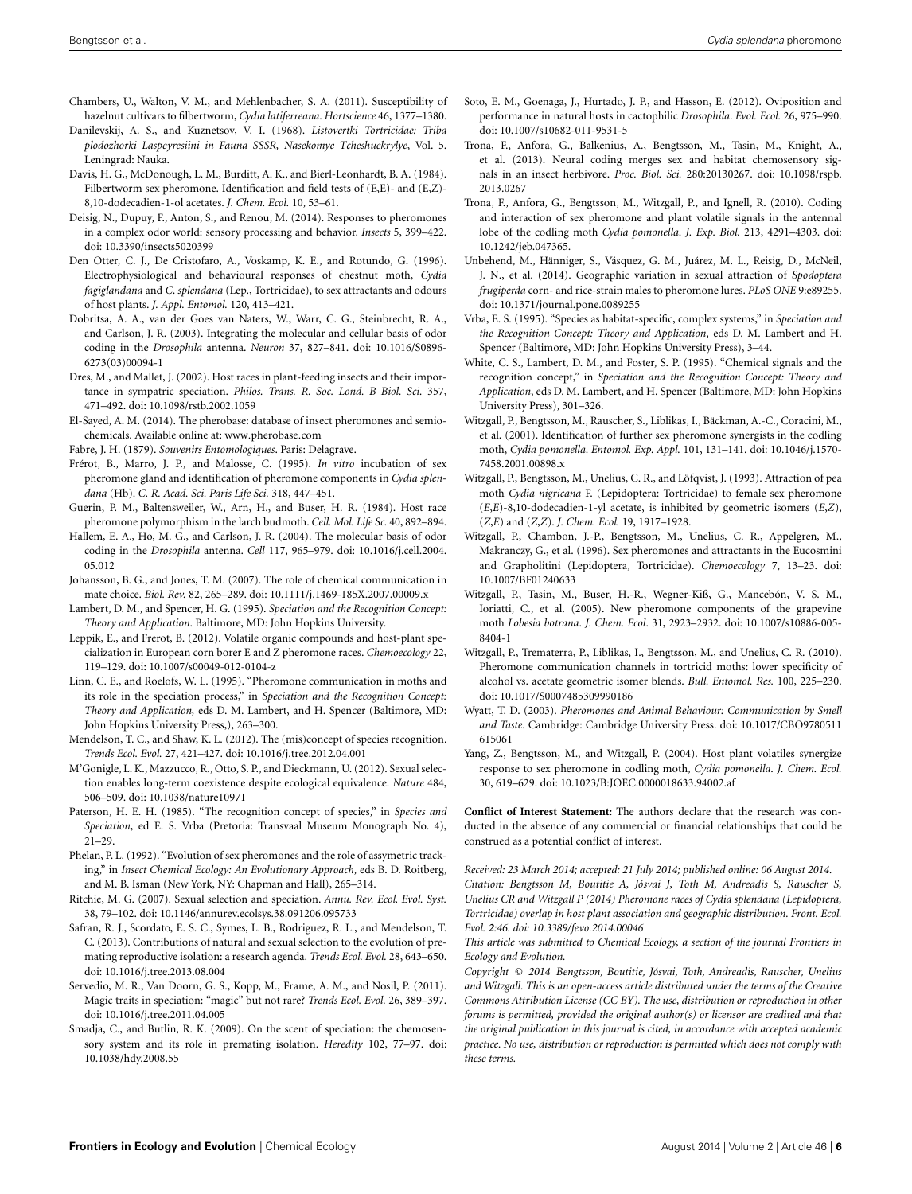Chambers, U., Walton, V. M., and Mehlenbacher, S. A. (2011). Susceptibility of hazelnut cultivars to filbertworm, *Cydia latiferreana*. *Hortscience* 46, 1377–1380.

Danilevskij, A. S., and Kuznetsov, V. I. (1968). *Listovertki Tortricidae: Triba plodozhorki Laspeyresiini in Fauna SSSR, Nasekomye Tcheshuekrylye*, Vol. 5. Leningrad: Nauka.

Davis, H. G., McDonough, L. M., Burditt, A. K., and Bierl-Leonhardt, B. A. (1984). Filbertworm sex pheromone. Identification and field tests of (E,E)- and (E,Z)-8,10-dodecadien-1-ol acetates. *J. Chem. Ecol.* 10, 53–61.

Deisig, N., Dupuy, F., Anton, S., and Renou, M. (2014). Responses to pheromones in a complex odor world: sensory processing and behavior. *Insects* 5, 399–422. doi: 10.3390/insects5020399

Den Otter, C. J., De Cristofaro, A., Voskamp, K. E., and Rotundo, G. (1996). Electrophysiological and behavioural responses of chestnut moth, *Cydia fagiglandana* and *C. splendana* (Lep., Tortricidae), to sex attractants and odours of host plants. *J. Appl. Entomol.* 120, 413–421.

Dobritsa, A. A., van der Goes van Naters, W., Warr, C. G., Steinbrecht, R. A., and Carlson, J. R. (2003). Integrating the molecular and cellular basis of odor coding in the *Drosophila* antenna. *Neuron* 37, 827–841. doi: 10.1016/S0896-6273(03)00094-1

Dres, M., and Mallet, J. (2002). Host races in plant-feeding insects and their importance in sympatric speciation. *Philos. Trans. R. Soc. Lond. B Biol. Sci.* 357, 471–492. doi: 10.1098/rstb.2002.1059

El-Sayed, A. M. (2014). The pherobase: database of insect pheromones and semiochemicals. Available online at: www.pherobase.com

Fabre, J. H. (1879). *Souvenirs Entomologiques*. Paris: Delagrave.

Frérot, B., Marro, J. P., and Malosse, C. (1995). *In vitro* incubation of sex pheromone gland and identification of pheromone components in *Cydia splendana* (Hb). *C. R. Acad. Sci. Paris Life Sci.* 318, 447–451.

Guerin, P. M., Baltensweiler, W., Arn, H., and Buser, H. R. (1984). Host race pheromone polymorphism in the larch budmoth. *Cell. Mol. Life Sc.* 40, 892–894.

Hallem, E. A., Ho, M. G., and Carlson, J. R. (2004). The molecular basis of odor coding in the *Drosophila* antenna. *Cell* 117, 965–979. doi: 10.1016/j.cell.2004.05.012

Johansson, B. G., and Jones, T. M. (2007). The role of chemical communication in mate choice. *Biol. Rev.* 82, 265–289. doi: 10.1111/j.1469-185X.2007.00009.x

Lambert, D. M., and Spencer, H. G. (1995). *Speciation and the Recognition Concept: Theory and Application*. Baltimore, MD: John Hopkins University.

Leppik, E., and Frerot, B. (2012). Volatile organic compounds and host-plant specialization in European corn borer E and Z pheromone races. *Chemoecology* 22, 119–129. doi: 10.1007/s00049-012-0104-z

Linn, C. E., and Roelofs, W. L. (1995). "Pheromone communication in moths and its role in the speciation process," in *Speciation and the Recognition Concept: Theory and Application,* eds D. M. Lambert, and H. Spencer (Baltimore, MD: John Hopkins University Press,), 263–300.

Mendelson, T. C., and Shaw, K. L. (2012). The (mis)concept of species recognition. *Trends Ecol. Evol.* 27, 421–427. doi: 10.1016/j.tree.2012.04.001

M'Gonigle, L. K., Mazzucco, R., Otto, S. P., and Dieckmann, U. (2012). Sexual selection enables long-term coexistence despite ecological equivalence. *Nature* 484, 506–509. doi: 10.1038/nature10971

Paterson, H. E. H. (1985). "The recognition concept of species," in *Species and Speciation*, ed E. S. Vrba (Pretoria: Transvaal Museum Monograph No. 4), 21–29.

Phelan, P. L. (1992). "Evolution of sex pheromones and the role of assymetric tracking," in *Insect Chemical Ecology: An Evolutionary Approach*, eds B. D. Roitberg, and M. B. Isman (New York, NY: Chapman and Hall), 265–314.

Ritchie, M. G. (2007). Sexual selection and speciation. *Annu. Rev. Ecol. Evol. Syst.* 38, 79–102. doi: 10.1146/annurev.ecolsys.38.091206.095733

Safran, R. J., Scordato, E. S. C., Symes, L. B., Rodriguez, R. L., and Mendelson, T. C. (2013). Contributions of natural and sexual selection to the evolution of premating reproductive isolation: a research agenda. *Trends Ecol. Evol.* 28, 643–650. doi: 10.1016/j.tree.2013.08.004

Servedio, M. R., Van Doorn, G. S., Kopp, M., Frame, A. M., and Nosil, P. (2011). Magic traits in speciation: "magic" but not rare? *Trends Ecol. Evol.* 26, 389–397. doi: 10.1016/j.tree.2011.04.005

Smadja, C., and Butlin, R. K. (2009). On the scent of speciation: the chemosensory system and its role in premating isolation. *Heredity* 102, 77–97. doi: 10.1038/hdy.2008.55

Soto, E. M., Goenaga, J., Hurtado, J. P., and Hasson, E. (2012). Oviposition and performance in natural hosts in cactophilic *Drosophila*. *Evol. Ecol.* 26, 975–990. doi: 10.1007/s10682-011-9531-5

Trona, F., Anfora, G., Balkenius, A., Bengtsson, M., Tasin, M., Knight, A., et al. (2013). Neural coding merges sex and habitat chemosensory signals in an insect herbivore. *Proc. Biol. Sci.* 280:20130267. doi: 10.1098/rspb.2013.0267

Trona, F., Anfora, G., Bengtsson, M., Witzgall, P., and Ignell, R. (2010). Coding and interaction of sex pheromone and plant volatile signals in the antennal lobe of the codling moth *Cydia pomonella*. *J. Exp. Biol.* 213, 4291–4303. doi: 10.1242/jeb.047365.

Unbehend, M., Hänniger, S., Vásquez, G. M., Juárez, M. L., Reisig, D., McNeil, J. N., et al. (2014). Geographic variation in sexual attraction of *Spodoptera frugiperda* corn- and rice-strain males to pheromone lures. *PLoS ONE* 9:e89255. doi: 10.1371/journal.pone.0089255

Vrba, E. S. (1995). "Species as habitat-specific, complex systems," in *Speciation and the Recognition Concept: Theory and Application*, eds D. M. Lambert and H. Spencer (Baltimore, MD: John Hopkins University Press), 3–44.

White, C. S., Lambert, D. M., and Foster, S. P. (1995). "Chemical signals and the recognition concept," in *Speciation and the Recognition Concept: Theory and Application*, eds D. M. Lambert, and H. Spencer (Baltimore, MD: John Hopkins University Press), 301–326.

Witzgall, P., Bengtsson, M., Rauscher, S., Liblikas, I., Bäckman, A.-C., Coracini, M., et al. (2001). Identification of further sex pheromone synergists in the codling moth, *Cydia pomonella*. *Entomol. Exp. Appl.* 101, 131–141. doi: 10.1046/j.1570-7458.2001.00898.x

Witzgall, P., Bengtsson, M., Unelius, C. R., and Löfqvist, J. (1993). Attraction of pea moth *Cydia nigricana* F. (Lepidoptera: Tortricidae) to female sex pheromone (*E,E*)-8,10-dodecadien-1-yl acetate, is inhibited by geometric isomers (*E,Z*), (*Z,E*) and (*Z,Z*). *J. Chem. Ecol.* 19, 1917–1928.

Witzgall, P., Chambon, J.-P., Bengtsson, M., Unelius, C. R., Appelgren, M., Makranczy, G., et al. (1996). Sex pheromones and attractants in the Eucosmini and Grapholitini (Lepidoptera, Tortricidae). *Chemoecology* 7, 13–23. doi: 10.1007/BF01240633

Witzgall, P., Tasin, M., Buser, H.-R., Wegner-Kiß, G., Mancebón, V. S. M., Ioriatti, C., et al. (2005). New pheromone components of the grapevine moth *Lobesia botrana*. *J. Chem. Ecol*. 31, 2923–2932. doi: 10.1007/s10886-005-8404-1

Witzgall, P., Trematerra, P., Liblikas, I., Bengtsson, M., and Unelius, C. R. (2010). Pheromone communication channels in tortricid moths: lower specificity of alcohol vs. acetate geometric isomer blends. *Bull. Entomol. Res.* 100, 225–230. doi: 10.1017/S0007485309990186

Wyatt, T. D. (2003). *Pheromones and Animal Behaviour: Communication by Smell and Taste*. Cambridge: Cambridge University Press. doi: 10.1017/CBO9780511615061

Yang, Z., Bengtsson, M., and Witzgall, P. (2004). Host plant volatiles synergize response to sex pheromone in codling moth, *Cydia pomonella*. *J. Chem. Ecol.* 30, 619–629. doi: 10.1023/B:JOEC.0000018633.94002.af

**Conflict of Interest Statement:** The authors declare that the research was conducted in the absence of any commercial or financial relationships that could be construed as a potential conflict of interest.

*Received: 23 March 2014; accepted: 21 July 2014; published online: 06 August 2014.*

*Citation: Bengtsson M, Boutitie A, Jósvai J, Toth M, Andreadis S, Rauscher S, Unelius CR and Witzgall P (2014) Pheromone races of Cydia splendana (Lepidoptera, Tortricidae) overlap in host plant association and geographic distribution. Front. Ecol. Evol.* ***2****:46. doi: 10.3389/fevo.2014.00046*

*This article was submitted to Chemical Ecology, a section of the journal Frontiers in Ecology and Evolution.*

*Copyright © 2014 Bengtsson, Boutitie, Jósvai, Toth, Andreadis, Rauscher, Unelius and Witzgall. This is an open-access article distributed under the terms of the Creative Commons Attribution License (CC BY). The use, distribution or reproduction in other forums is permitted, provided the original author(s) or licensor are credited and that the original publication in this journal is cited, in accordance with accepted academic practice. No use, distribution or reproduction is permitted which does not comply with these terms.*